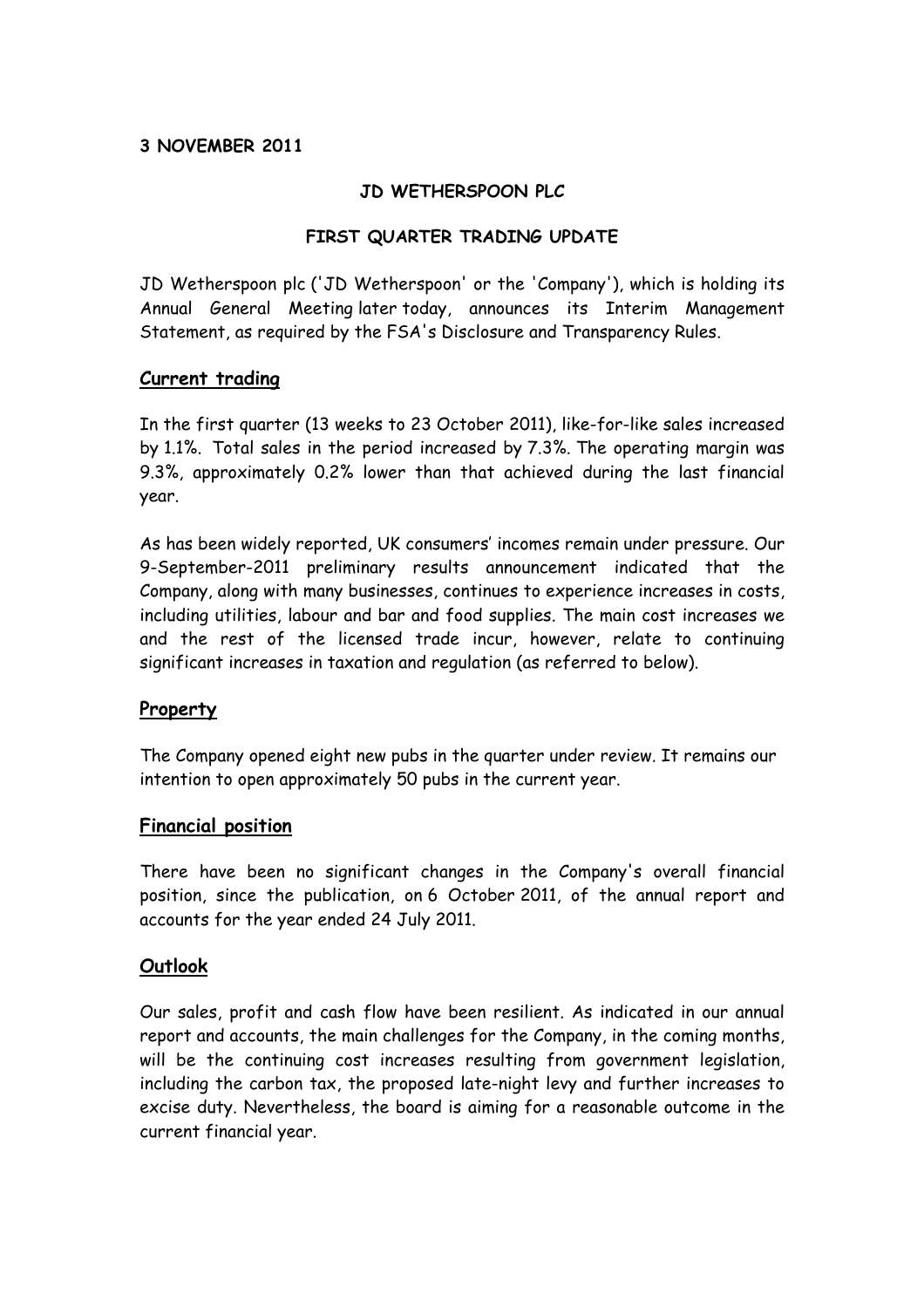**3 NOVEMBER 2011**

**JD WETHERSPOON PLC**

**FIRST QUARTER TRADING UPDATE**

JD Wetherspoon plc ('JD Wetherspoon' or the 'Company'), which is holding its Annual General Meeting later today, announces its Interim Management Statement, as required by the FSA's Disclosure and Transparency Rules.

## Current trading

In the first quarter (13 weeks to 23 October 2011), like-for-like sales increased by 1.1%. Total sales in the period increased by 7.3%. The operating margin was 9.3%, approximately 0.2% lower than that achieved during the last financial year.

As has been widely reported, UK consumers' incomes remain under pressure. Our 9-September-2011 preliminary results announcement indicated that the Company, along with many businesses, continues to experience increases in costs, including utilities, labour and bar and food supplies. The main cost increases we and the rest of the licensed trade incur, however, relate to continuing significant increases in taxation and regulation (as referred to below).

## Property

The Company opened eight new pubs in the quarter under review. It remains our intention to open approximately 50 pubs in the current year.

## Financial position

There have been no significant changes in the Company's overall financial position, since the publication, on 6 October 2011, of the annual report and accounts for the year ended 24 July 2011.

## Outlook

Our sales, profit and cash flow have been resilient. As indicated in our annual report and accounts, the main challenges for the Company, in the coming months, will be the continuing cost increases resulting from government legislation, including the carbon tax, the proposed late-night levy and further increases to excise duty. Nevertheless, the board is aiming for a reasonable outcome in the current financial year.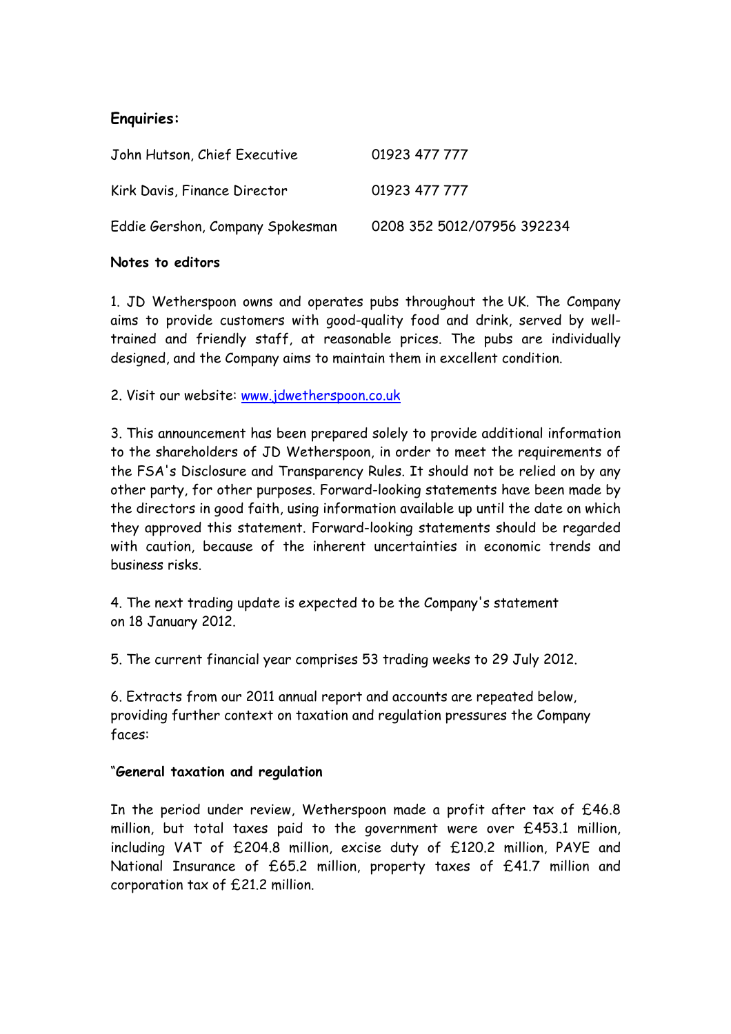**Enquiries:**

| | |
|---|---|
| John Hutson, Chief Executive | 01923 477 777 |
| Kirk Davis, Finance Director | 01923 477 777 |
| Eddie Gershon, Company Spokesman | 0208 352 5012/07956 392234 |

**Notes to editors**

1. JD Wetherspoon owns and operates pubs throughout the UK. The Company aims to provide customers with good-quality food and drink, served by well-trained and friendly staff, at reasonable prices. The pubs are individually designed, and the Company aims to maintain them in excellent condition.

2. Visit our website: [www.jdwetherspoon.co.uk](http://www.jdwetherspoon.co.uk)

3. This announcement has been prepared solely to provide additional information to the shareholders of JD Wetherspoon, in order to meet the requirements of the FSA's Disclosure and Transparency Rules. It should not be relied on by any other party, for other purposes. Forward-looking statements have been made by the directors in good faith, using information available up until the date on which they approved this statement. Forward-looking statements should be regarded with caution, because of the inherent uncertainties in economic trends and business risks.

4. The next trading update is expected to be the Company's statement on 18 January 2012.

5. The current financial year comprises 53 trading weeks to 29 July 2012.

6. Extracts from our 2011 annual report and accounts are repeated below, providing further context on taxation and regulation pressures the Company faces:

"**General taxation and regulation**

In the period under review, Wetherspoon made a profit after tax of £46.8 million, but total taxes paid to the government were over £453.1 million, including VAT of £204.8 million, excise duty of £120.2 million, PAYE and National Insurance of £65.2 million, property taxes of £41.7 million and corporation tax of £21.2 million.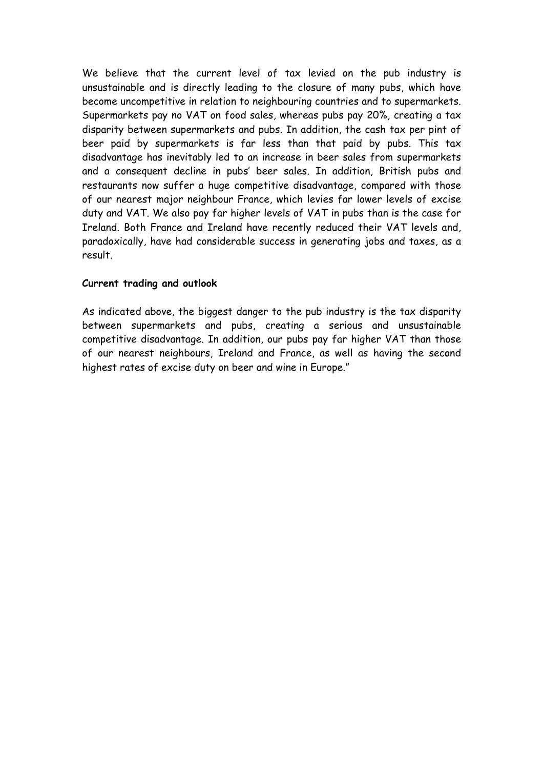We believe that the current level of tax levied on the pub industry is unsustainable and is directly leading to the closure of many pubs, which have become uncompetitive in relation to neighbouring countries and to supermarkets. Supermarkets pay no VAT on food sales, whereas pubs pay 20%, creating a tax disparity between supermarkets and pubs. In addition, the cash tax per pint of beer paid by supermarkets is far less than that paid by pubs. This tax disadvantage has inevitably led to an increase in beer sales from supermarkets and a consequent decline in pubs' beer sales. In addition, British pubs and restaurants now suffer a huge competitive disadvantage, compared with those of our nearest major neighbour France, which levies far lower levels of excise duty and VAT. We also pay far higher levels of VAT in pubs than is the case for Ireland. Both France and Ireland have recently reduced their VAT levels and, paradoxically, have had considerable success in generating jobs and taxes, as a result.

**Current trading and outlook**

As indicated above, the biggest danger to the pub industry is the tax disparity between supermarkets and pubs, creating a serious and unsustainable competitive disadvantage. In addition, our pubs pay far higher VAT than those of our nearest neighbours, Ireland and France, as well as having the second highest rates of excise duty on beer and wine in Europe."